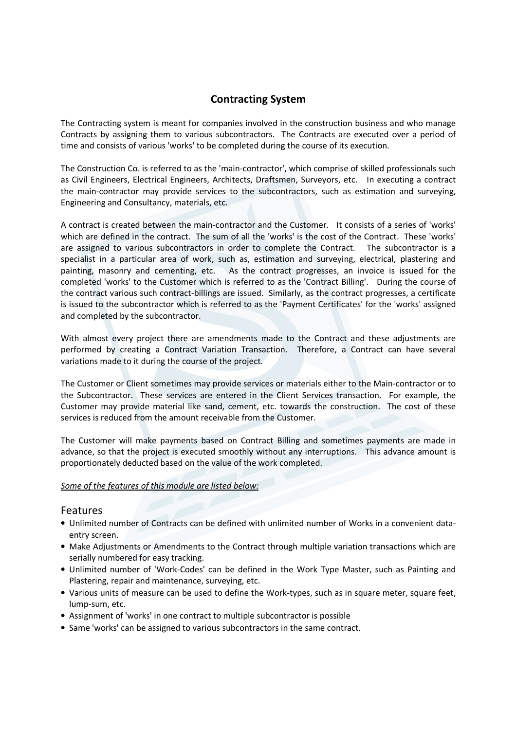# Contracting System

The Contracting system is meant for companies involved in the construction business and who manage Contracts by assigning them to various subcontractors. The Contracts are executed over a period of time and consists of various 'works' to be completed during the course of its execution.

The Construction Co. is referred to as the 'main-contractor', which comprise of skilled professionals such as Civil Engineers, Electrical Engineers, Architects, Draftsmen, Surveyors, etc. In executing a contract the main-contractor may provide services to the subcontractors, such as estimation and surveying, Engineering and Consultancy, materials, etc.

A contract is created between the main-contractor and the Customer. It consists of a series of 'works' which are defined in the contract. The sum of all the 'works' is the cost of the Contract. These 'works' are assigned to various subcontractors in order to complete the Contract. The subcontractor is a specialist in a particular area of work, such as, estimation and surveying, electrical, plastering and painting, masonry and cementing, etc. As the contract progresses, an invoice is issued for the completed 'works' to the Customer which is referred to as the 'Contract Billing'. During the course of the contract various such contract-billings are issued. Similarly, as the contract progresses, a certificate is issued to the subcontractor which is referred to as the 'Payment Certificates' for the 'works' assigned and completed by the subcontractor.

With almost every project there are amendments made to the Contract and these adjustments are performed by creating a Contract Variation Transaction. Therefore, a Contract can have several variations made to it during the course of the project.

The Customer or Client sometimes may provide services or materials either to the Main-contractor or to the Subcontractor. These services are entered in the Client Services transaction. For example, the Customer may provide material like sand, cement, etc. towards the construction. The cost of these services is reduced from the amount receivable from the Customer.

The Customer will make payments based on Contract Billing and sometimes payments are made in advance, so that the project is executed smoothly without any interruptions. This advance amount is proportionately deducted based on the value of the work completed.

*Some of the features of this module are listed below:*

## Features

- Unlimited number of Contracts can be defined with unlimited number of Works in a convenient data-entry screen.
- Make Adjustments or Amendments to the Contract through multiple variation transactions which are serially numbered for easy tracking.
- Unlimited number of 'Work-Codes' can be defined in the Work Type Master, such as Painting and Plastering, repair and maintenance, surveying, etc.
- Various units of measure can be used to define the Work-types, such as in square meter, square feet, lump-sum, etc.
- Assignment of 'works' in one contract to multiple subcontractor is possible
- Same 'works' can be assigned to various subcontractors in the same contract.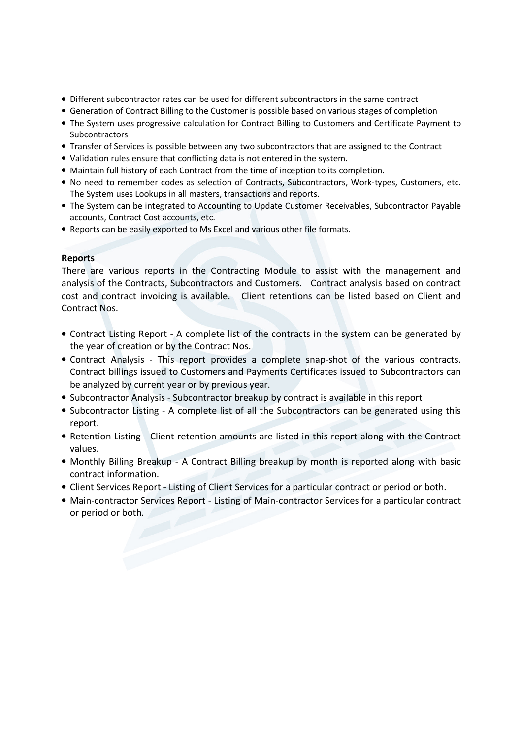- Different subcontractor rates can be used for different subcontractors in the same contract
- Generation of Contract Billing to the Customer is possible based on various stages of completion
- The System uses progressive calculation for Contract Billing to Customers and Certificate Payment to Subcontractors
- Transfer of Services is possible between any two subcontractors that are assigned to the Contract
- Validation rules ensure that conflicting data is not entered in the system.
- Maintain full history of each Contract from the time of inception to its completion.
- No need to remember codes as selection of Contracts, Subcontractors, Work-types, Customers, etc. The System uses Lookups in all masters, transactions and reports.
- The System can be integrated to Accounting to Update Customer Receivables, Subcontractor Payable accounts, Contract Cost accounts, etc.
- Reports can be easily exported to Ms Excel and various other file formats.

**Reports**

There are various reports in the Contracting Module to assist with the management and analysis of the Contracts, Subcontractors and Customers. Contract analysis based on contract cost and contract invoicing is available. Client retentions can be listed based on Client and Contract Nos.

- Contract Listing Report - A complete list of the contracts in the system can be generated by the year of creation or by the Contract Nos.
- Contract Analysis - This report provides a complete snap-shot of the various contracts. Contract billings issued to Customers and Payments Certificates issued to Subcontractors can be analyzed by current year or by previous year.
- Subcontractor Analysis - Subcontractor breakup by contract is available in this report
- Subcontractor Listing - A complete list of all the Subcontractors can be generated using this report.
- Retention Listing - Client retention amounts are listed in this report along with the Contract values.
- Monthly Billing Breakup - A Contract Billing breakup by month is reported along with basic contract information.
- Client Services Report - Listing of Client Services for a particular contract or period or both.
- Main-contractor Services Report - Listing of Main-contractor Services for a particular contract or period or both.